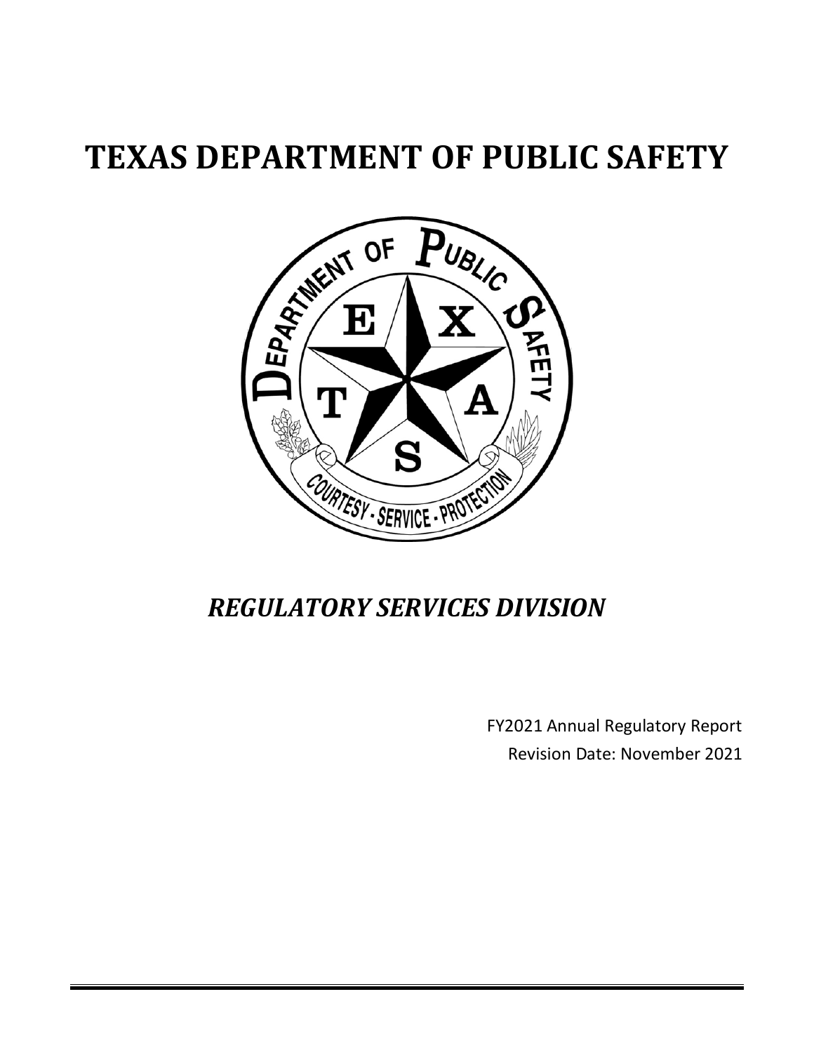# TEXAS DEPARTMENT OF PUBLIC SAFETY

## *REGULATORY SERVICES DIVISION*

FY2021 Annual Regulatory Report

Revision Date: November 2021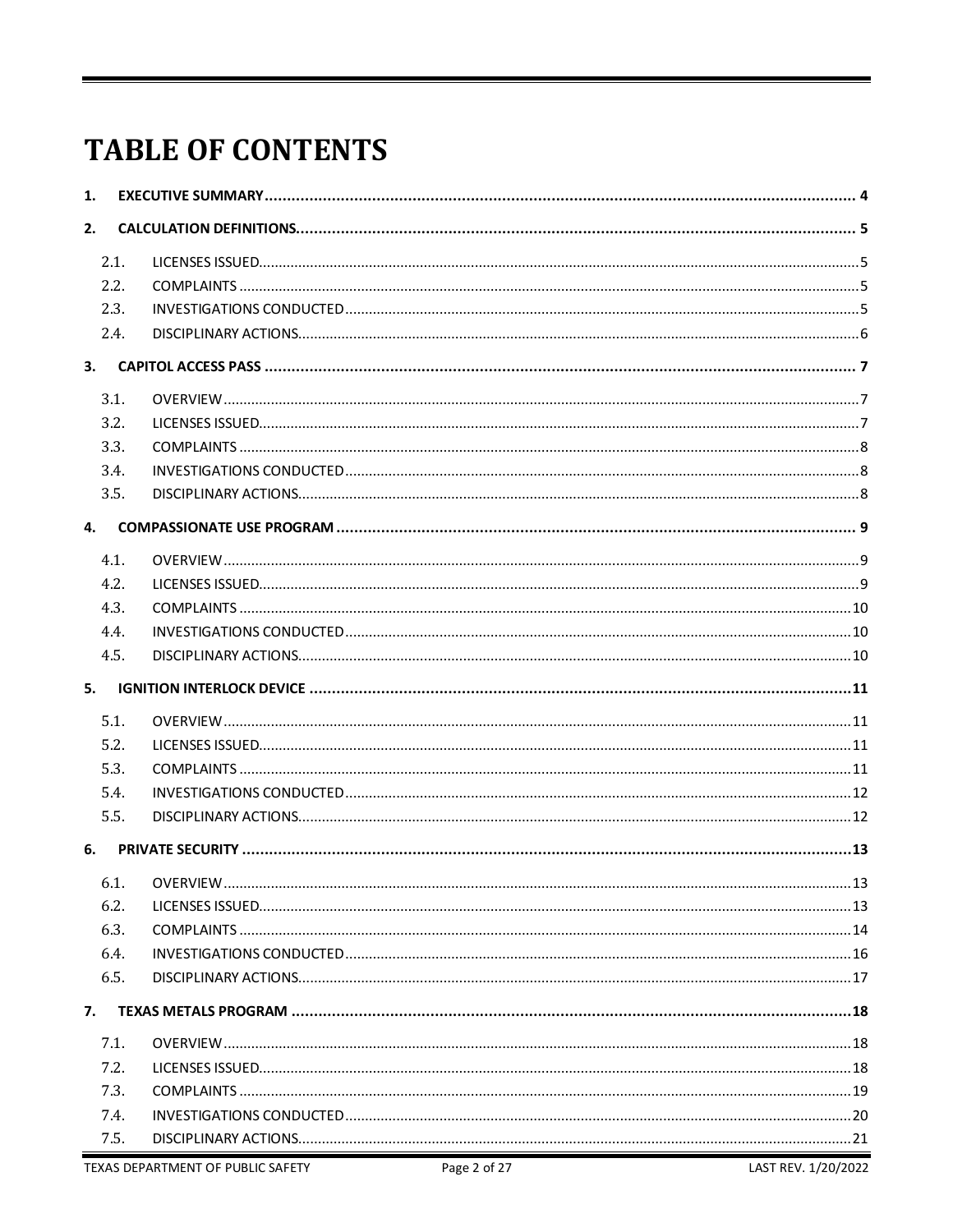# TABLE OF CONTENTS

1. EXECUTIVE SUMMARY ..... 4
2. CALCULATION DEFINITIONS ..... 5
   - 2.1. LICENSES ISSUED ..... 5
   - 2.2. COMPLAINTS ..... 5
   - 2.3. INVESTIGATIONS CONDUCTED ..... 5
   - 2.4. DISCIPLINARY ACTIONS ..... 6
3. CAPITOL ACCESS PASS ..... 7
   - 3.1. OVERVIEW ..... 7
   - 3.2. LICENSES ISSUED ..... 7
   - 3.3. COMPLAINTS ..... 8
   - 3.4. INVESTIGATIONS CONDUCTED ..... 8
   - 3.5. DISCIPLINARY ACTIONS ..... 8
4. COMPASSIONATE USE PROGRAM ..... 9
   - 4.1. OVERVIEW ..... 9
   - 4.2. LICENSES ISSUED ..... 9
   - 4.3. COMPLAINTS ..... 10
   - 4.4. INVESTIGATIONS CONDUCTED ..... 10
   - 4.5. DISCIPLINARY ACTIONS ..... 10
5. IGNITION INTERLOCK DEVICE ..... 11
   - 5.1. OVERVIEW ..... 11
   - 5.2. LICENSES ISSUED ..... 11
   - 5.3. COMPLAINTS ..... 11
   - 5.4. INVESTIGATIONS CONDUCTED ..... 12
   - 5.5. DISCIPLINARY ACTIONS ..... 12
6. PRIVATE SECURITY ..... 13
   - 6.1. OVERVIEW ..... 13
   - 6.2. LICENSES ISSUED ..... 13
   - 6.3. COMPLAINTS ..... 14
   - 6.4. INVESTIGATIONS CONDUCTED ..... 16
   - 6.5. DISCIPLINARY ACTIONS ..... 17
7. TEXAS METALS PROGRAM ..... 18
   - 7.1. OVERVIEW ..... 18
   - 7.2. LICENSES ISSUED ..... 18
   - 7.3. COMPLAINTS ..... 19
   - 7.4. INVESTIGATIONS CONDUCTED ..... 20
   - 7.5. DISCIPLINARY ACTIONS ..... 21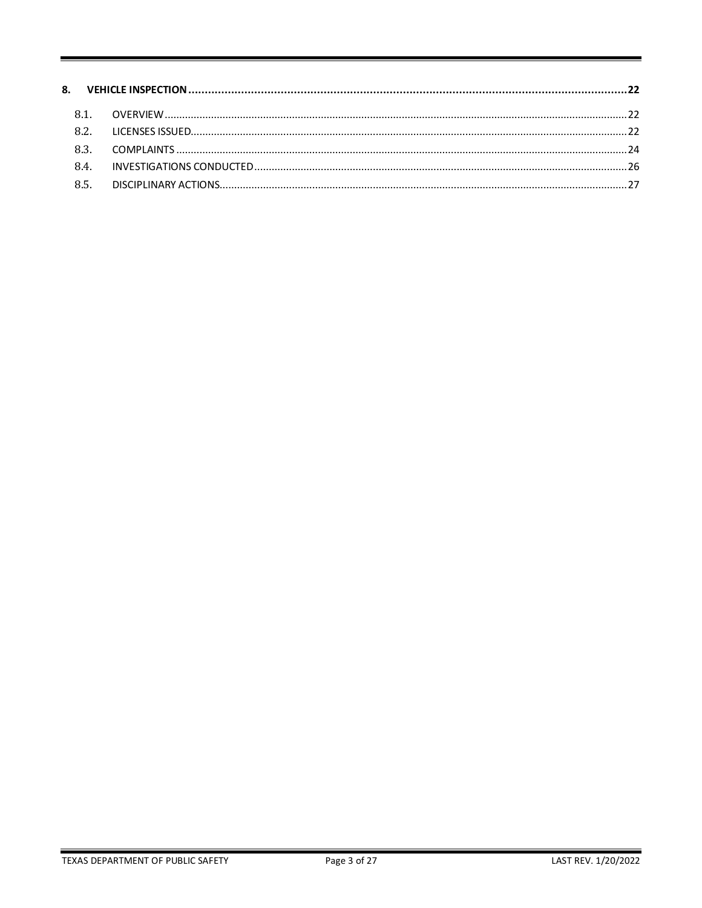**8. VEHICLE INSPECTION .......... 22**

- 8.1. OVERVIEW .......... 22
- 8.2. LICENSES ISSUED .......... 22
- 8.3. COMPLAINTS .......... 24
- 8.4. INVESTIGATIONS CONDUCTED .......... 26
- 8.5. DISCIPLINARY ACTIONS .......... 27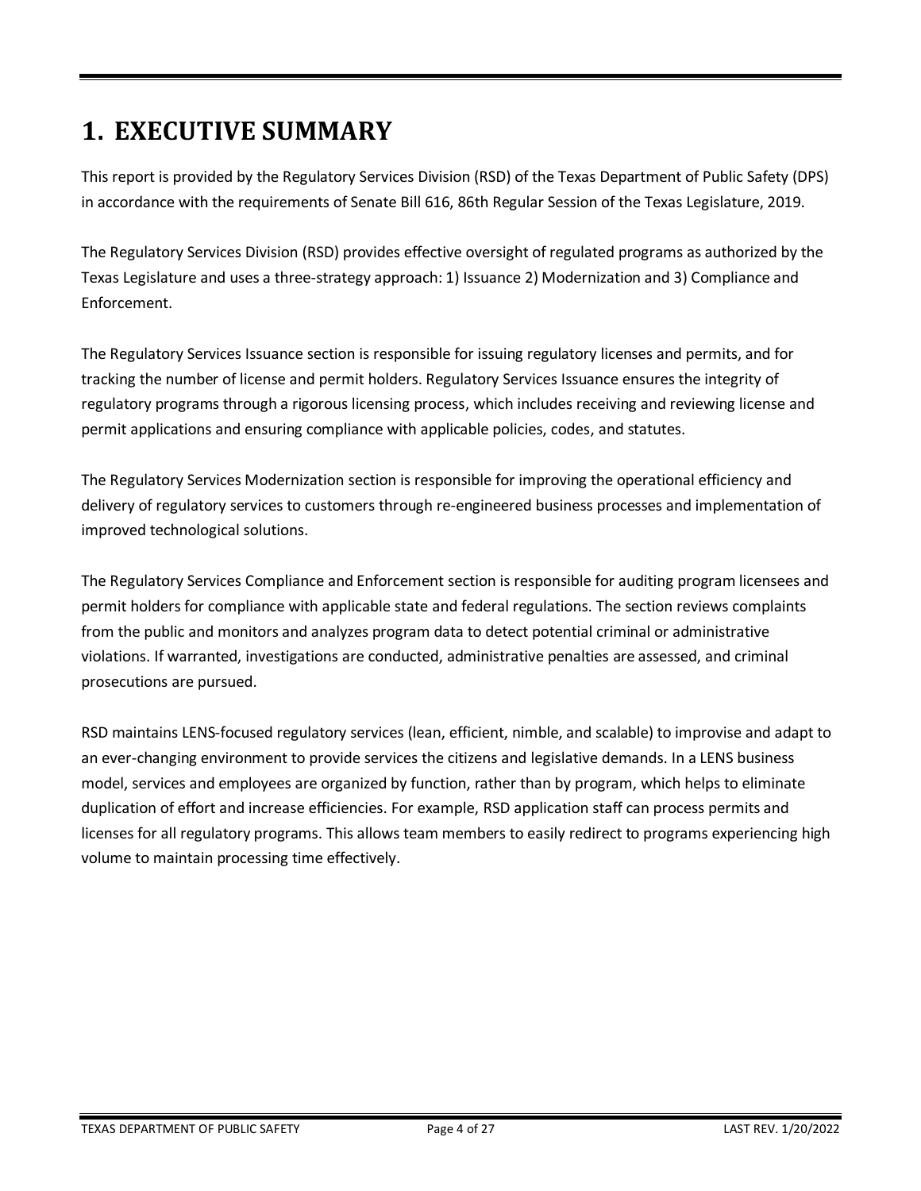# 1. EXECUTIVE SUMMARY

This report is provided by the Regulatory Services Division (RSD) of the Texas Department of Public Safety (DPS) in accordance with the requirements of Senate Bill 616, 86th Regular Session of the Texas Legislature, 2019.

The Regulatory Services Division (RSD) provides effective oversight of regulated programs as authorized by the Texas Legislature and uses a three-strategy approach: 1) Issuance 2) Modernization and 3) Compliance and Enforcement.

The Regulatory Services Issuance section is responsible for issuing regulatory licenses and permits, and for tracking the number of license and permit holders. Regulatory Services Issuance ensures the integrity of regulatory programs through a rigorous licensing process, which includes receiving and reviewing license and permit applications and ensuring compliance with applicable policies, codes, and statutes.

The Regulatory Services Modernization section is responsible for improving the operational efficiency and delivery of regulatory services to customers through re-engineered business processes and implementation of improved technological solutions.

The Regulatory Services Compliance and Enforcement section is responsible for auditing program licensees and permit holders for compliance with applicable state and federal regulations. The section reviews complaints from the public and monitors and analyzes program data to detect potential criminal or administrative violations. If warranted, investigations are conducted, administrative penalties are assessed, and criminal prosecutions are pursued.

RSD maintains LENS-focused regulatory services (lean, efficient, nimble, and scalable) to improvise and adapt to an ever-changing environment to provide services the citizens and legislative demands. In a LENS business model, services and employees are organized by function, rather than by program, which helps to eliminate duplication of effort and increase efficiencies. For example, RSD application staff can process permits and licenses for all regulatory programs. This allows team members to easily redirect to programs experiencing high volume to maintain processing time effectively.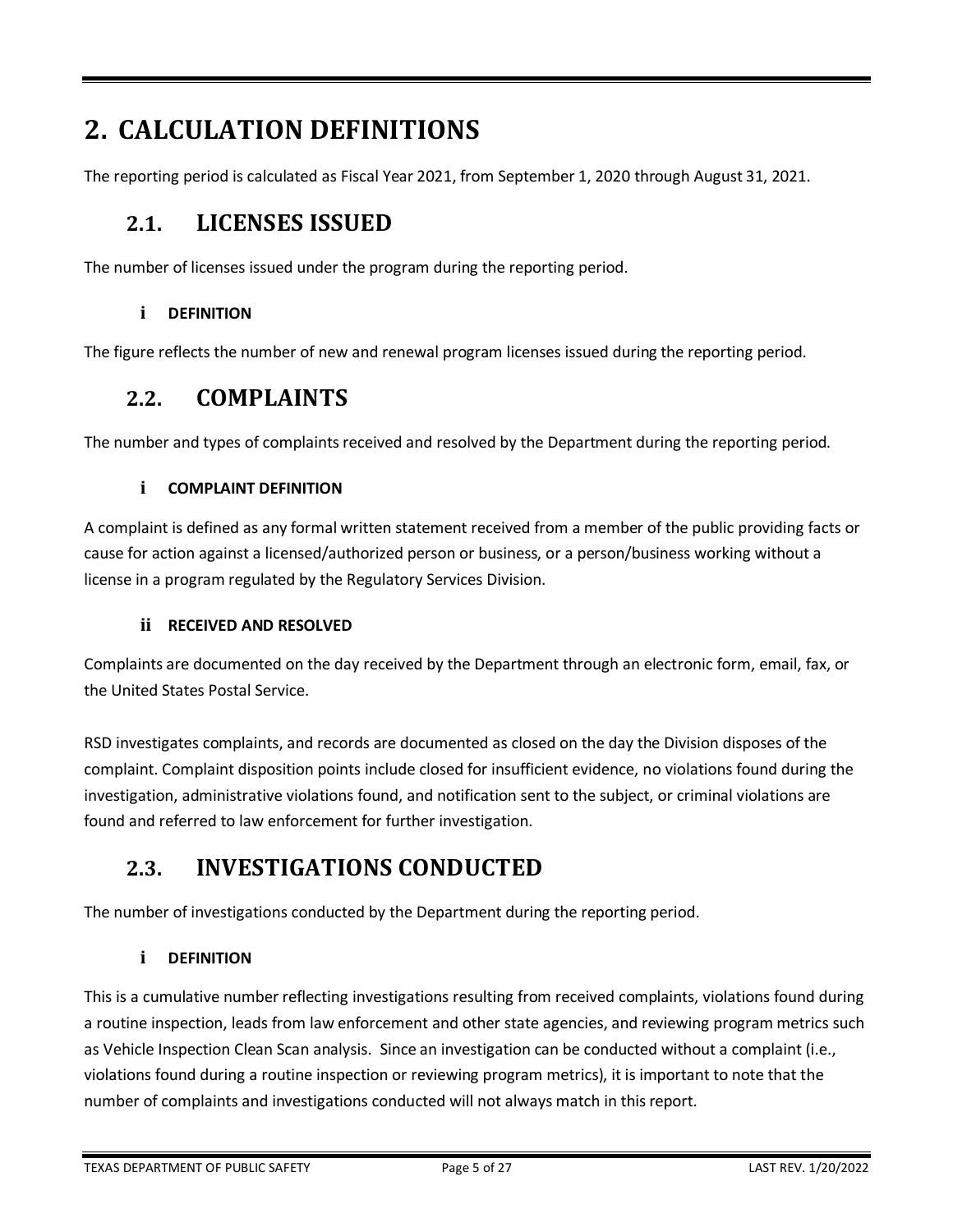# 2. CALCULATION DEFINITIONS

The reporting period is calculated as Fiscal Year 2021, from September 1, 2020 through August 31, 2021.

## 2.1. LICENSES ISSUED

The number of licenses issued under the program during the reporting period.

### i DEFINITION

The figure reflects the number of new and renewal program licenses issued during the reporting period.

## 2.2. COMPLAINTS

The number and types of complaints received and resolved by the Department during the reporting period.

### i COMPLAINT DEFINITION

A complaint is defined as any formal written statement received from a member of the public providing facts or cause for action against a licensed/authorized person or business, or a person/business working without a license in a program regulated by the Regulatory Services Division.

### ii RECEIVED AND RESOLVED

Complaints are documented on the day received by the Department through an electronic form, email, fax, or the United States Postal Service.

RSD investigates complaints, and records are documented as closed on the day the Division disposes of the complaint. Complaint disposition points include closed for insufficient evidence, no violations found during the investigation, administrative violations found, and notification sent to the subject, or criminal violations are found and referred to law enforcement for further investigation.

## 2.3. INVESTIGATIONS CONDUCTED

The number of investigations conducted by the Department during the reporting period.

### i DEFINITION

This is a cumulative number reflecting investigations resulting from received complaints, violations found during a routine inspection, leads from law enforcement and other state agencies, and reviewing program metrics such as Vehicle Inspection Clean Scan analysis. Since an investigation can be conducted without a complaint (i.e., violations found during a routine inspection or reviewing program metrics), it is important to note that the number of complaints and investigations conducted will not always match in this report.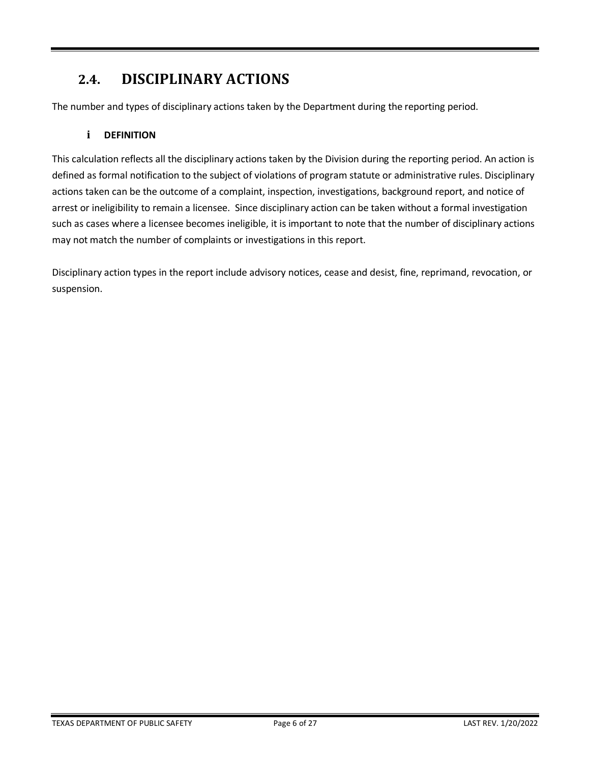## 2.4. DISCIPLINARY ACTIONS

The number and types of disciplinary actions taken by the Department during the reporting period.

### i DEFINITION

This calculation reflects all the disciplinary actions taken by the Division during the reporting period. An action is defined as formal notification to the subject of violations of program statute or administrative rules. Disciplinary actions taken can be the outcome of a complaint, inspection, investigations, background report, and notice of arrest or ineligibility to remain a licensee. Since disciplinary action can be taken without a formal investigation such as cases where a licensee becomes ineligible, it is important to note that the number of disciplinary actions may not match the number of complaints or investigations in this report.

Disciplinary action types in the report include advisory notices, cease and desist, fine, reprimand, revocation, or suspension.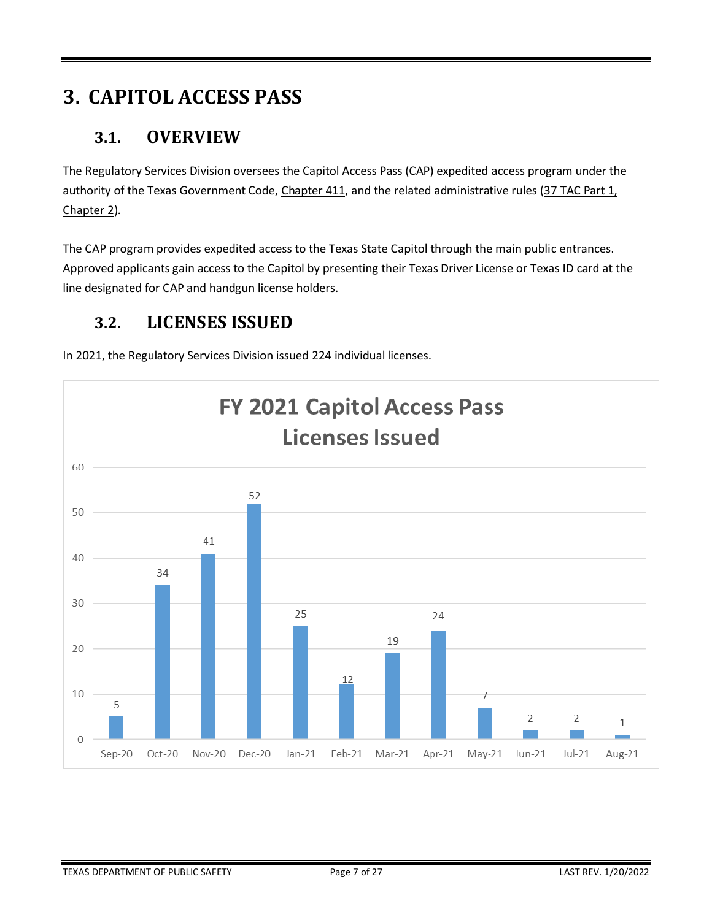# 3. CAPITOL ACCESS PASS

## 3.1. OVERVIEW

The Regulatory Services Division oversees the Capitol Access Pass (CAP) expedited access program under the authority of the Texas Government Code, Chapter 411, and the related administrative rules (37 TAC Part 1, Chapter 2).

The CAP program provides expedited access to the Texas State Capitol through the main public entrances. Approved applicants gain access to the Capitol by presenting their Texas Driver License or Texas ID card at the line designated for CAP and handgun license holders.

## 3.2. LICENSES ISSUED

In 2021, the Regulatory Services Division issued 224 individual licenses.

**FY 2021 Capitol Access Pass Licenses Issued**

| Month | Licenses Issued |
| --- | --- |
| Sep-20 | 5 |
| Oct-20 | 34 |
| Nov-20 | 41 |
| Dec-20 | 52 |
| Jan-21 | 25 |
| Feb-21 | 12 |
| Mar-21 | 19 |
| Apr-21 | 24 |
| May-21 | 7 |
| Jun-21 | 2 |
| Jul-21 | 2 |
| Aug-21 | 1 |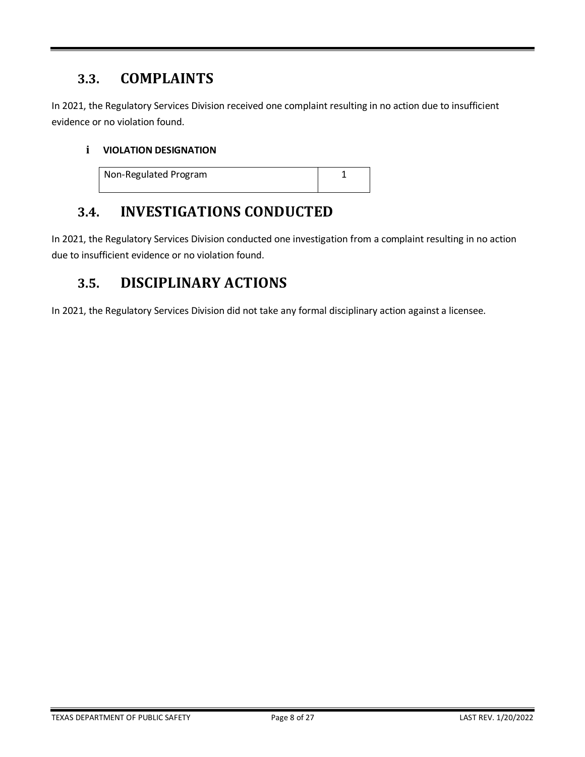## 3.3. COMPLAINTS

In 2021, the Regulatory Services Division received one complaint resulting in no action due to insufficient evidence or no violation found.

### i VIOLATION DESIGNATION

| Non-Regulated Program | 1 |
|---|---|

## 3.4. INVESTIGATIONS CONDUCTED

In 2021, the Regulatory Services Division conducted one investigation from a complaint resulting in no action due to insufficient evidence or no violation found.

## 3.5. DISCIPLINARY ACTIONS

In 2021, the Regulatory Services Division did not take any formal disciplinary action against a licensee.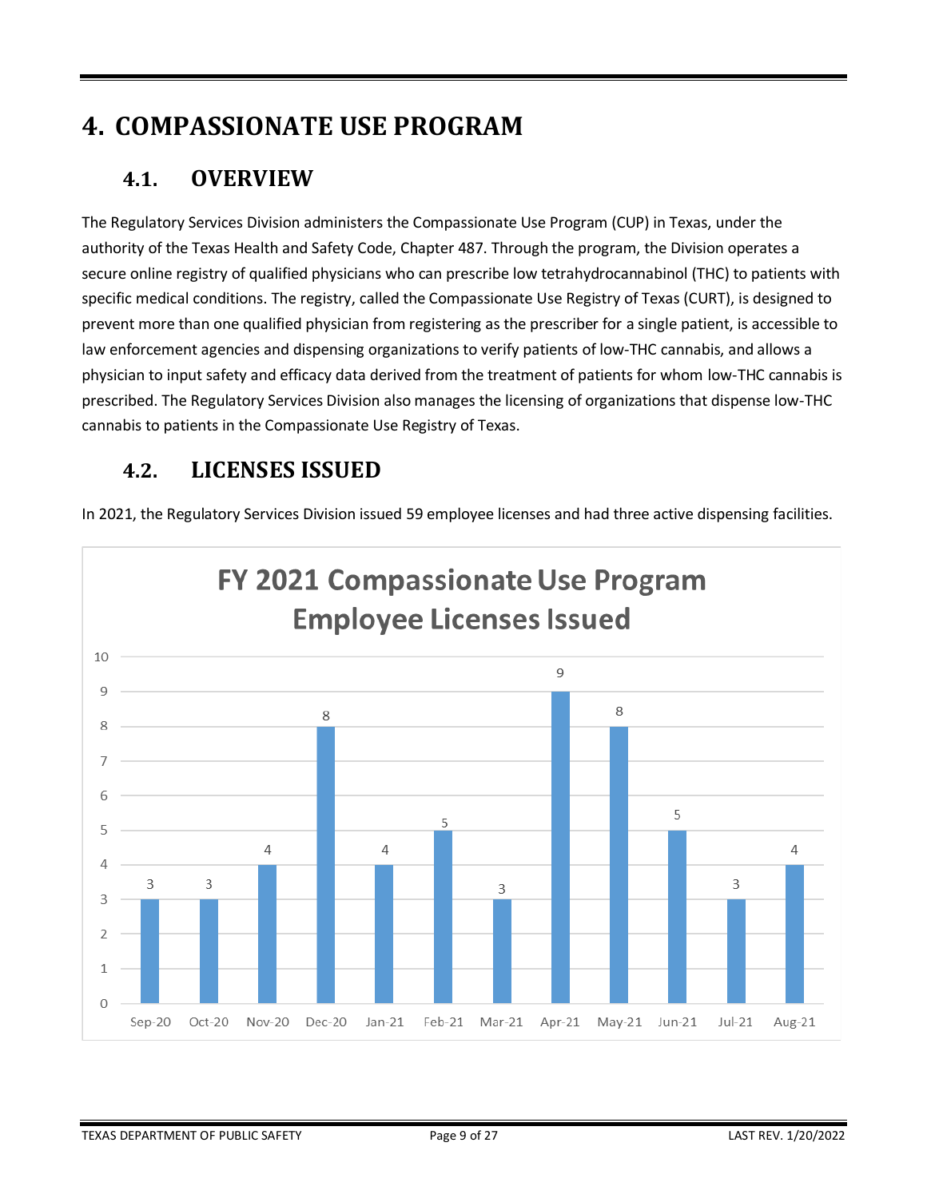# 4. COMPASSIONATE USE PROGRAM

## 4.1. OVERVIEW

The Regulatory Services Division administers the Compassionate Use Program (CUP) in Texas, under the authority of the Texas Health and Safety Code, Chapter 487. Through the program, the Division operates a secure online registry of qualified physicians who can prescribe low tetrahydrocannabinol (THC) to patients with specific medical conditions. The registry, called the Compassionate Use Registry of Texas (CURT), is designed to prevent more than one qualified physician from registering as the prescriber for a single patient, is accessible to law enforcement agencies and dispensing organizations to verify patients of low-THC cannabis, and allows a physician to input safety and efficacy data derived from the treatment of patients for whom low-THC cannabis is prescribed. The Regulatory Services Division also manages the licensing of organizations that dispense low-THC cannabis to patients in the Compassionate Use Registry of Texas.

## 4.2. LICENSES ISSUED

In 2021, the Regulatory Services Division issued 59 employee licenses and had three active dispensing facilities.

**FY 2021 Compassionate Use Program Employee Licenses Issued**

| Month | Licenses Issued |
|---|---|
| Sep-20 | 3 |
| Oct-20 | 3 |
| Nov-20 | 4 |
| Dec-20 | 8 |
| Jan-21 | 4 |
| Feb-21 | 5 |
| Mar-21 | 3 |
| Apr-21 | 9 |
| May-21 | 8 |
| Jun-21 | 5 |
| Jul-21 | 3 |
| Aug-21 | 4 |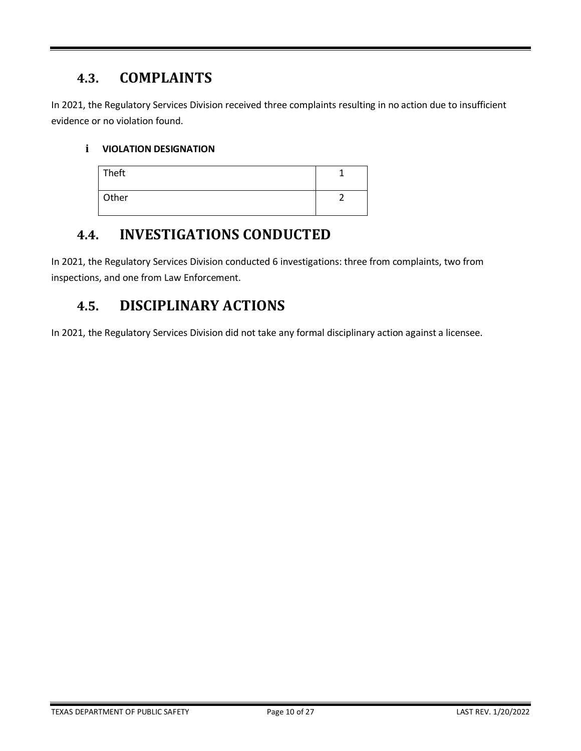## 4.3. COMPLAINTS

In 2021, the Regulatory Services Division received three complaints resulting in no action due to insufficient evidence or no violation found.

### i VIOLATION DESIGNATION

| | |
|---|---|
| Theft | 1 |
| Other | 2 |

## 4.4. INVESTIGATIONS CONDUCTED

In 2021, the Regulatory Services Division conducted 6 investigations: three from complaints, two from inspections, and one from Law Enforcement.

## 4.5. DISCIPLINARY ACTIONS

In 2021, the Regulatory Services Division did not take any formal disciplinary action against a licensee.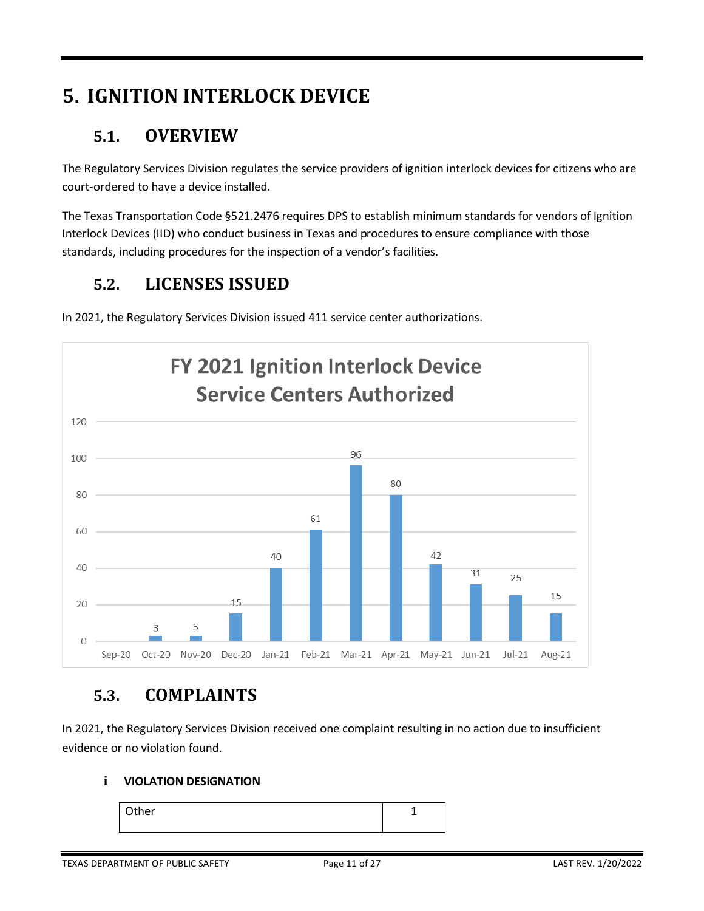# 5. IGNITION INTERLOCK DEVICE

## 5.1. OVERVIEW

The Regulatory Services Division regulates the service providers of ignition interlock devices for citizens who are court-ordered to have a device installed.

The Texas Transportation Code §521.2476 requires DPS to establish minimum standards for vendors of Ignition Interlock Devices (IID) who conduct business in Texas and procedures to ensure compliance with those standards, including procedures for the inspection of a vendor's facilities.

## 5.2. LICENSES ISSUED

In 2021, the Regulatory Services Division issued 411 service center authorizations.

**FY 2021 Ignition Interlock Device Service Centers Authorized**

| Month | Service Centers Authorized |
|---|---|
| Sep-20 | |
| Oct-20 | 3 |
| Nov-20 | 3 |
| Dec-20 | 15 |
| Jan-21 | 40 |
| Feb-21 | 61 |
| Mar-21 | 96 |
| Apr-21 | 80 |
| May-21 | 42 |
| Jun-21 | 31 |
| Jul-21 | 25 |
| Aug-21 | 15 |

## 5.3. COMPLAINTS

In 2021, the Regulatory Services Division received one complaint resulting in no action due to insufficient evidence or no violation found.

### i VIOLATION DESIGNATION

| Other | 1 |
|---|---|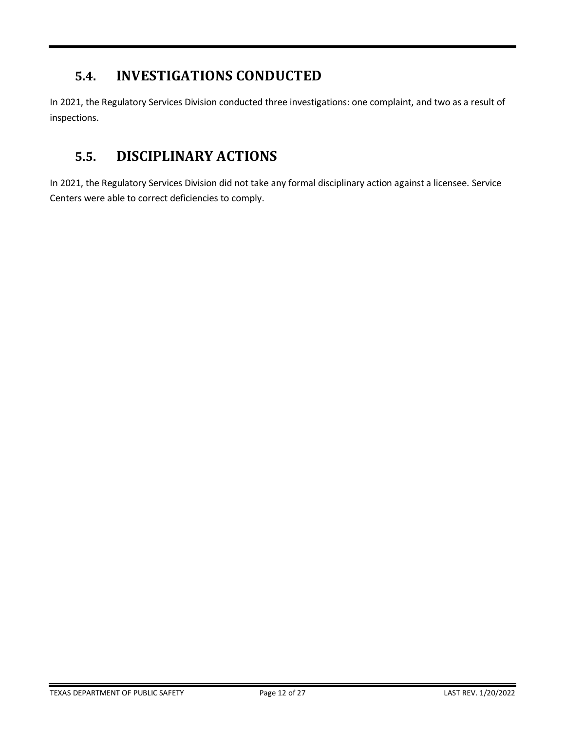## 5.4. INVESTIGATIONS CONDUCTED

In 2021, the Regulatory Services Division conducted three investigations: one complaint, and two as a result of inspections.

## 5.5. DISCIPLINARY ACTIONS

In 2021, the Regulatory Services Division did not take any formal disciplinary action against a licensee. Service Centers were able to correct deficiencies to comply.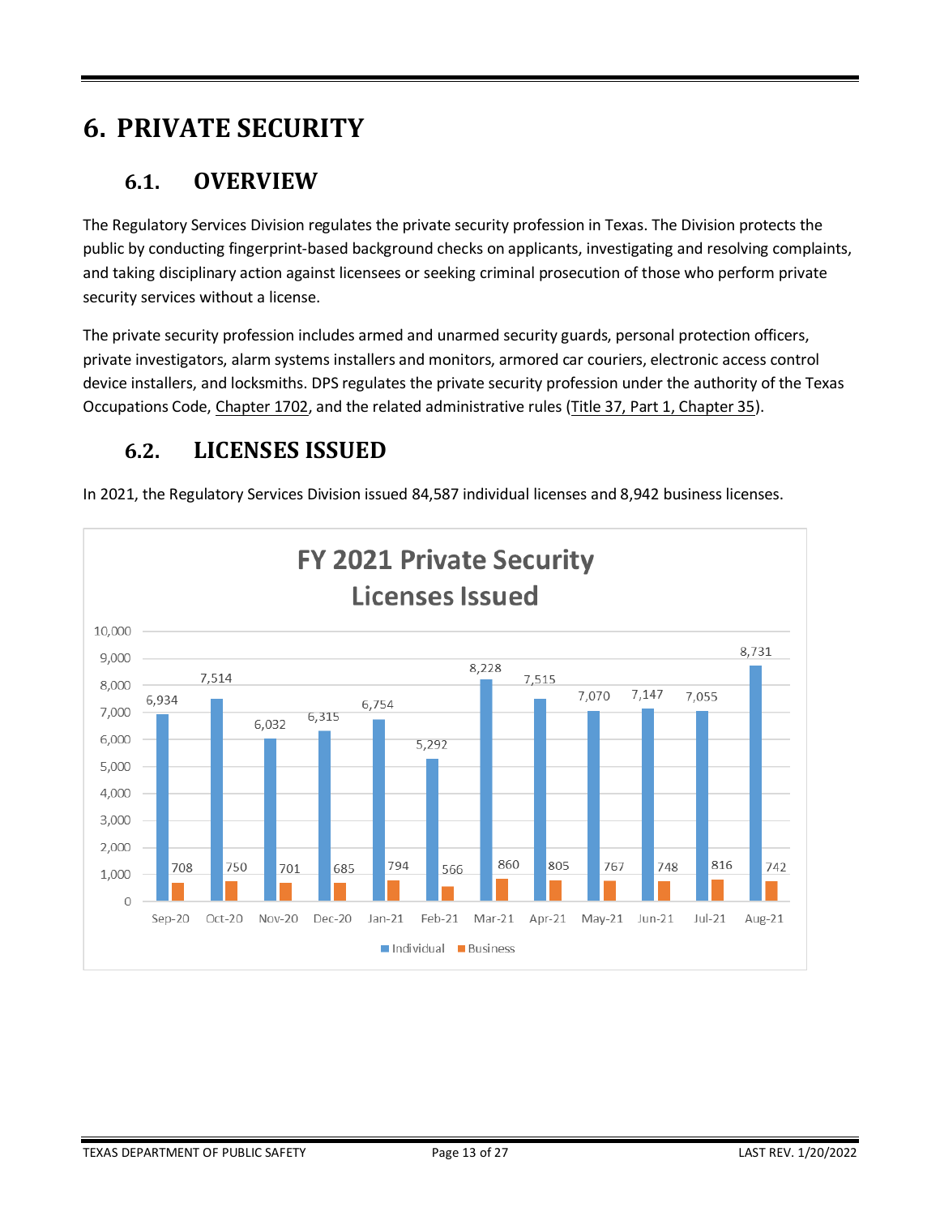# 6. PRIVATE SECURITY

## 6.1. OVERVIEW

The Regulatory Services Division regulates the private security profession in Texas. The Division protects the public by conducting fingerprint-based background checks on applicants, investigating and resolving complaints, and taking disciplinary action against licensees or seeking criminal prosecution of those who perform private security services without a license.

The private security profession includes armed and unarmed security guards, personal protection officers, private investigators, alarm systems installers and monitors, armored car couriers, electronic access control device installers, and locksmiths. DPS regulates the private security profession under the authority of the Texas Occupations Code, Chapter 1702, and the related administrative rules (Title 37, Part 1, Chapter 35).

## 6.2. LICENSES ISSUED

In 2021, the Regulatory Services Division issued 84,587 individual licenses and 8,942 business licenses.

**FY 2021 Private Security Licenses Issued**

| Month | Individual | Business |
|---|---|---|
| Sep-20 | 6,934 | 708 |
| Oct-20 | 7,514 | 750 |
| Nov-20 | 6,032 | 701 |
| Dec-20 | 6,315 | 685 |
| Jan-21 | 6,754 | 794 |
| Feb-21 | 5,292 | 566 |
| Mar-21 | 8,228 | 860 |
| Apr-21 | 7,515 | 805 |
| May-21 | 7,070 | 767 |
| Jun-21 | 7,147 | 748 |
| Jul-21 | 7,055 | 816 |
| Aug-21 | 8,731 | 742 |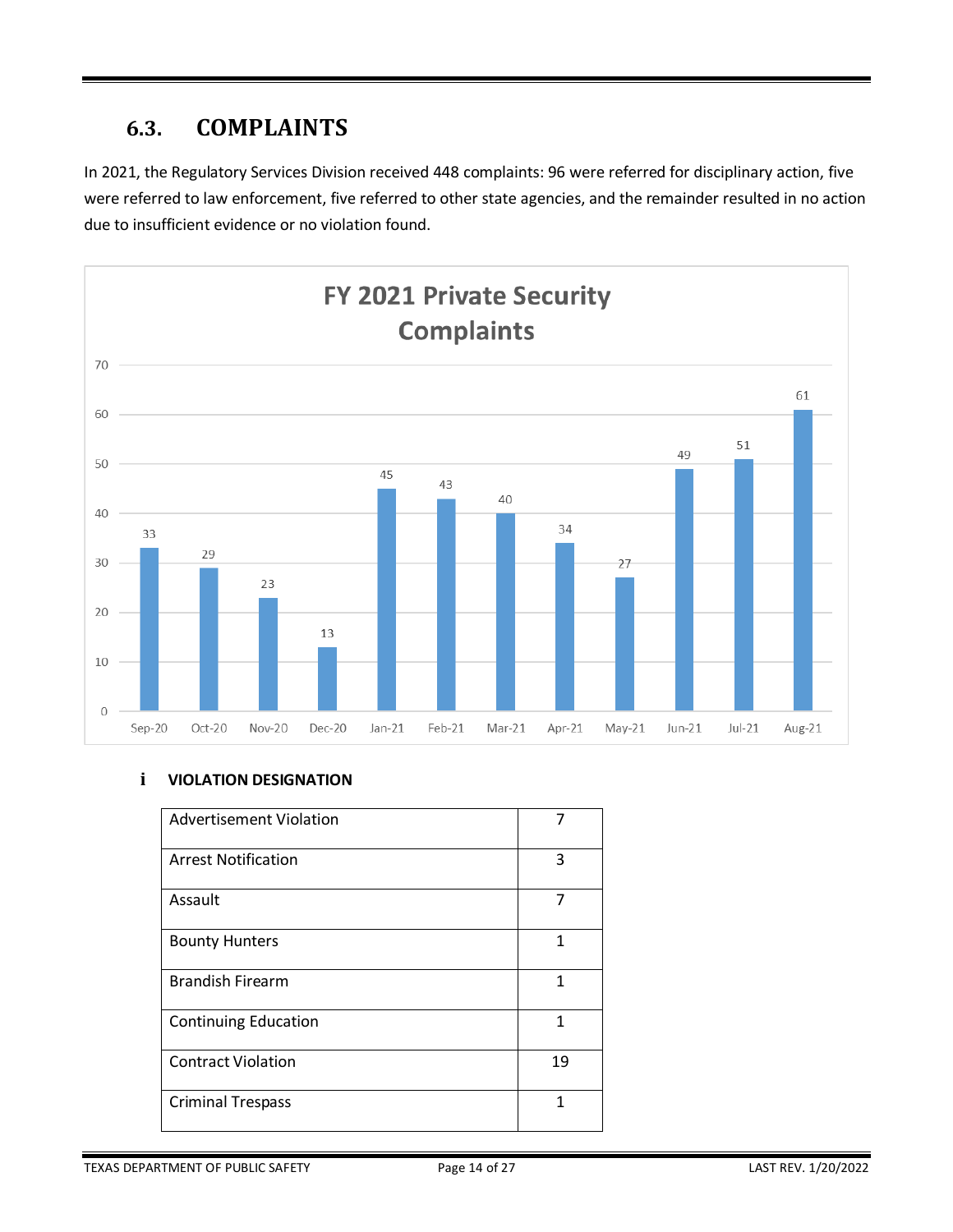## 6.3. COMPLAINTS

In 2021, the Regulatory Services Division received 448 complaints: 96 were referred for disciplinary action, five were referred to law enforcement, five referred to other state agencies, and the remainder resulted in no action due to insufficient evidence or no violation found.

**FY 2021 Private Security Complaints**

| Month | Complaints |
|---|---|
| Sep-20 | 33 |
| Oct-20 | 29 |
| Nov-20 | 23 |
| Dec-20 | 13 |
| Jan-21 | 45 |
| Feb-21 | 43 |
| Mar-21 | 40 |
| Apr-21 | 34 |
| May-21 | 27 |
| Jun-21 | 49 |
| Jul-21 | 51 |
| Aug-21 | 61 |

### i VIOLATION DESIGNATION

| Violation | Count |
|---|---|
| Advertisement Violation | 7 |
| Arrest Notification | 3 |
| Assault | 7 |
| Bounty Hunters | 1 |
| Brandish Firearm | 1 |
| Continuing Education | 1 |
| Contract Violation | 19 |
| Criminal Trespass | 1 |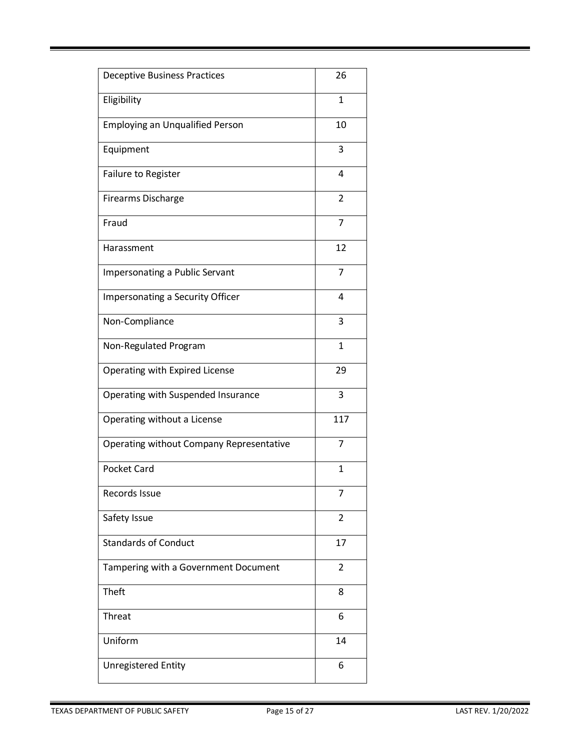| Deceptive Business Practices | 26 |
|---|---|
| Eligibility | 1 |
| Employing an Unqualified Person | 10 |
| Equipment | 3 |
| Failure to Register | 4 |
| Firearms Discharge | 2 |
| Fraud | 7 |
| Harassment | 12 |
| Impersonating a Public Servant | 7 |
| Impersonating a Security Officer | 4 |
| Non-Compliance | 3 |
| Non-Regulated Program | 1 |
| Operating with Expired License | 29 |
| Operating with Suspended Insurance | 3 |
| Operating without a License | 117 |
| Operating without Company Representative | 7 |
| Pocket Card | 1 |
| Records Issue | 7 |
| Safety Issue | 2 |
| Standards of Conduct | 17 |
| Tampering with a Government Document | 2 |
| Theft | 8 |
| Threat | 6 |
| Uniform | 14 |
| Unregistered Entity | 6 |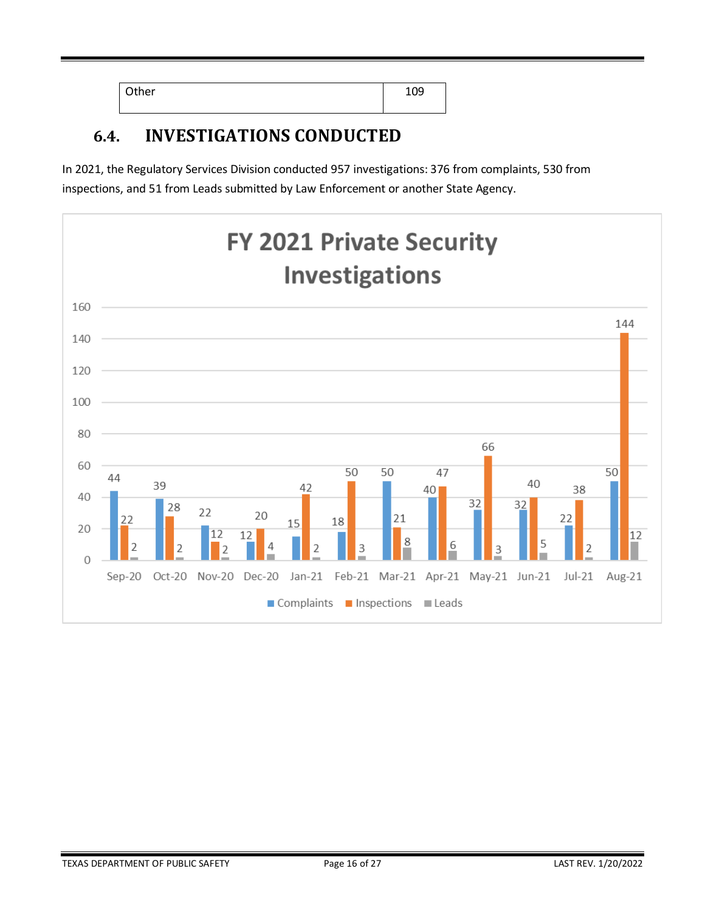| Other | 109 |
|---|---|

## 6.4. INVESTIGATIONS CONDUCTED

In 2021, the Regulatory Services Division conducted 957 investigations: 376 from complaints, 530 from inspections, and 51 from Leads submitted by Law Enforcement or another State Agency.

**FY 2021 Private Security Investigations**

| Month | Complaints | Inspections | Leads |
|---|---|---|---|
| Sep-20 | 44 | 22 | 2 |
| Oct-20 | 39 | 28 | 2 |
| Nov-20 | 22 | 12 | 2 |
| Dec-20 | 12 | 20 | 4 |
| Jan-21 | 15 | 42 | 2 |
| Feb-21 | 18 | 50 | 3 |
| Mar-21 | 50 | 21 | 8 |
| Apr-21 | 40 | 47 | 6 |
| May-21 | 32 | 66 | 3 |
| Jun-21 | 32 | 40 | 5 |
| Jul-21 | 22 | 38 | 2 |
| Aug-21 | 50 | 144 | 12 |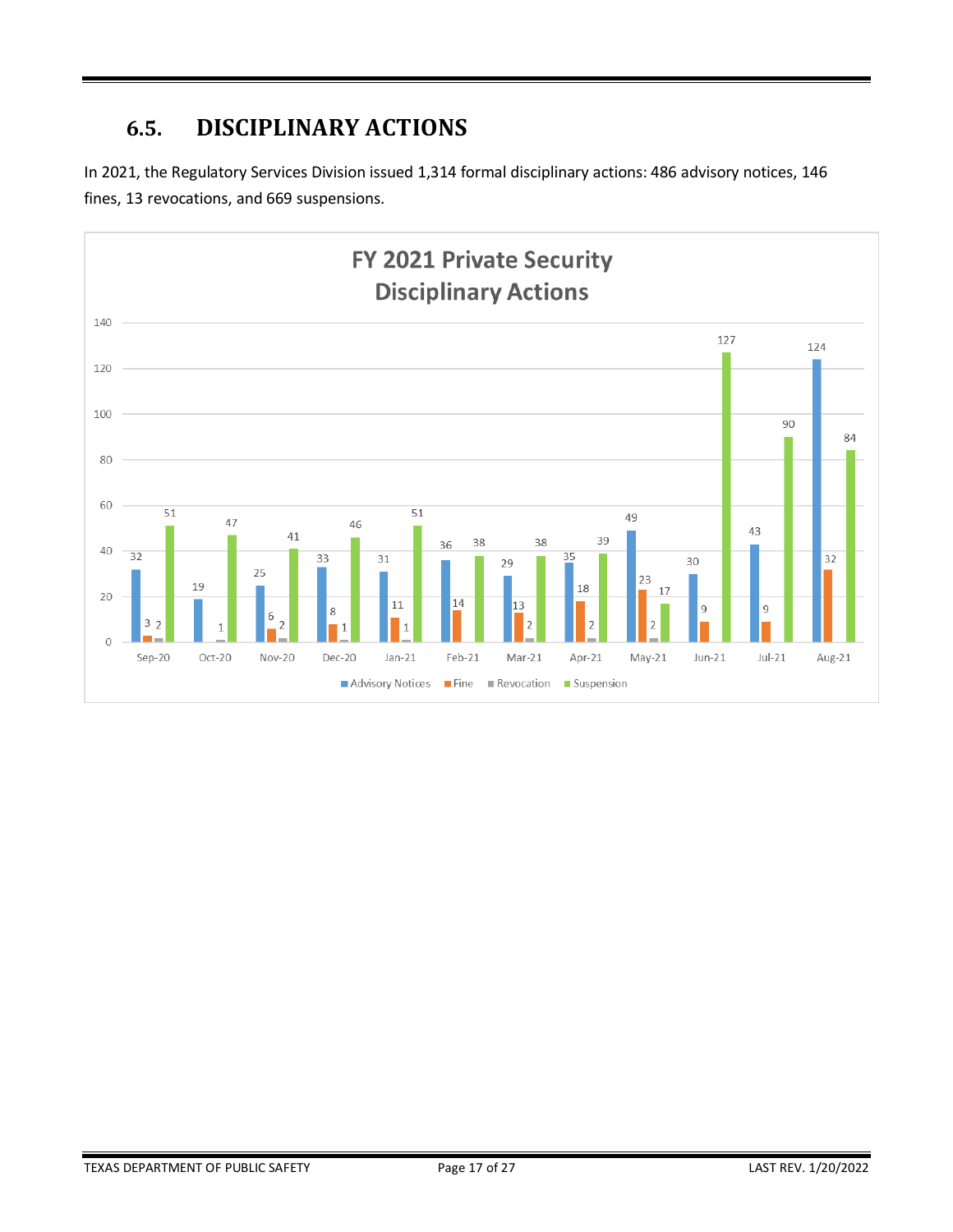## 6.5. DISCIPLINARY ACTIONS

In 2021, the Regulatory Services Division issued 1,314 formal disciplinary actions: 486 advisory notices, 146 fines, 13 revocations, and 669 suspensions.

**FY 2021 Private Security Disciplinary Actions**

| Month | Advisory Notices | Fine | Revocation | Suspension |
| --- | --- | --- | --- | --- |
| Sep-20 | 32 | 3 | 2 | 51 |
| Oct-20 | 19 | | 1 | 47 |
| Nov-20 | 25 | 6 | 2 | 41 |
| Dec-20 | 33 | 8 | 1 | 46 |
| Jan-21 | 31 | 11 | 1 | 51 |
| Feb-21 | 36 | 14 | | 38 |
| Mar-21 | 29 | 13 | 2 | 38 |
| Apr-21 | 35 | 18 | 2 | 39 |
| May-21 | 49 | 23 | 2 | 17 |
| Jun-21 | 30 | 9 | | 127 |
| Jul-21 | 43 | 9 | | 90 |
| Aug-21 | 124 | 32 | | 84 |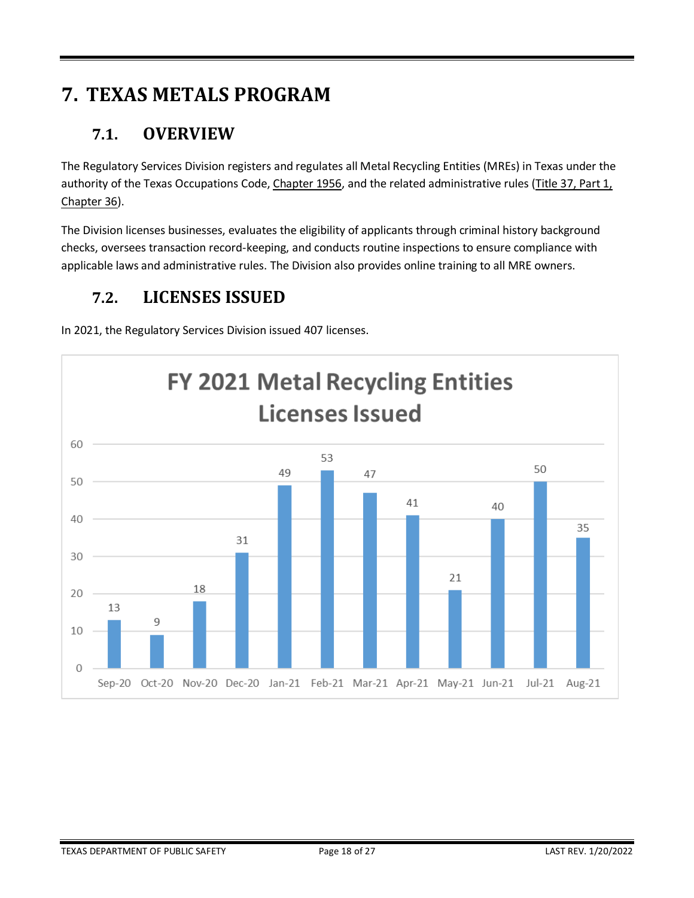# 7. TEXAS METALS PROGRAM

## 7.1. OVERVIEW

The Regulatory Services Division registers and regulates all Metal Recycling Entities (MREs) in Texas under the authority of the Texas Occupations Code, Chapter 1956, and the related administrative rules (Title 37, Part 1, Chapter 36).

The Division licenses businesses, evaluates the eligibility of applicants through criminal history background checks, oversees transaction record-keeping, and conducts routine inspections to ensure compliance with applicable laws and administrative rules. The Division also provides online training to all MRE owners.

## 7.2. LICENSES ISSUED

In 2021, the Regulatory Services Division issued 407 licenses.

**FY 2021 Metal Recycling Entities Licenses Issued**

| Month | Licenses Issued |
|---|---|
| Sep-20 | 13 |
| Oct-20 | 9 |
| Nov-20 | 18 |
| Dec-20 | 31 |
| Jan-21 | 49 |
| Feb-21 | 53 |
| Mar-21 | 47 |
| Apr-21 | 41 |
| May-21 | 21 |
| Jun-21 | 40 |
| Jul-21 | 50 |
| Aug-21 | 35 |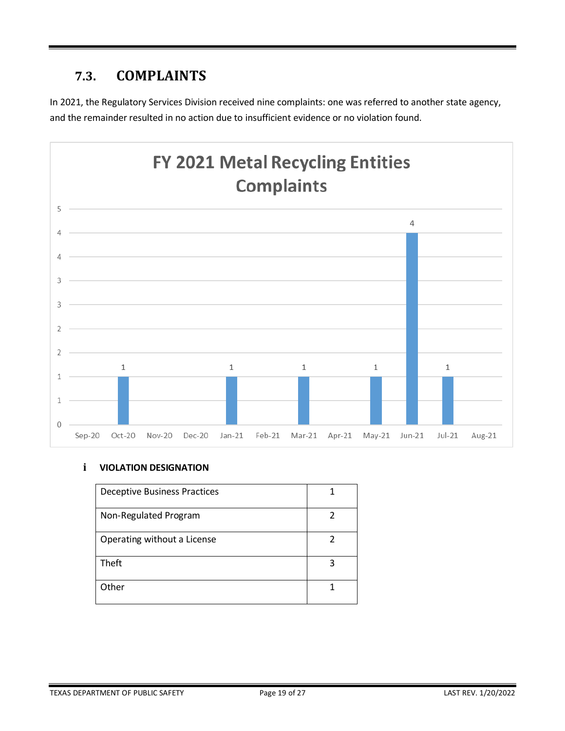## 7.3. COMPLAINTS

In 2021, the Regulatory Services Division received nine complaints: one was referred to another state agency, and the remainder resulted in no action due to insufficient evidence or no violation found.

**FY 2021 Metal Recycling Entities Complaints**

| Month | Complaints |
|---|---|
| Sep-20 | |
| Oct-20 | 1 |
| Nov-20 | |
| Dec-20 | |
| Jan-21 | 1 |
| Feb-21 | |
| Mar-21 | 1 |
| Apr-21 | |
| May-21 | 1 |
| Jun-21 | 4 |
| Jul-21 | 1 |
| Aug-21 | |

### i VIOLATION DESIGNATION

| Violation | Count |
|---|---|
| Deceptive Business Practices | 1 |
| Non-Regulated Program | 2 |
| Operating without a License | 2 |
| Theft | 3 |
| Other | 1 |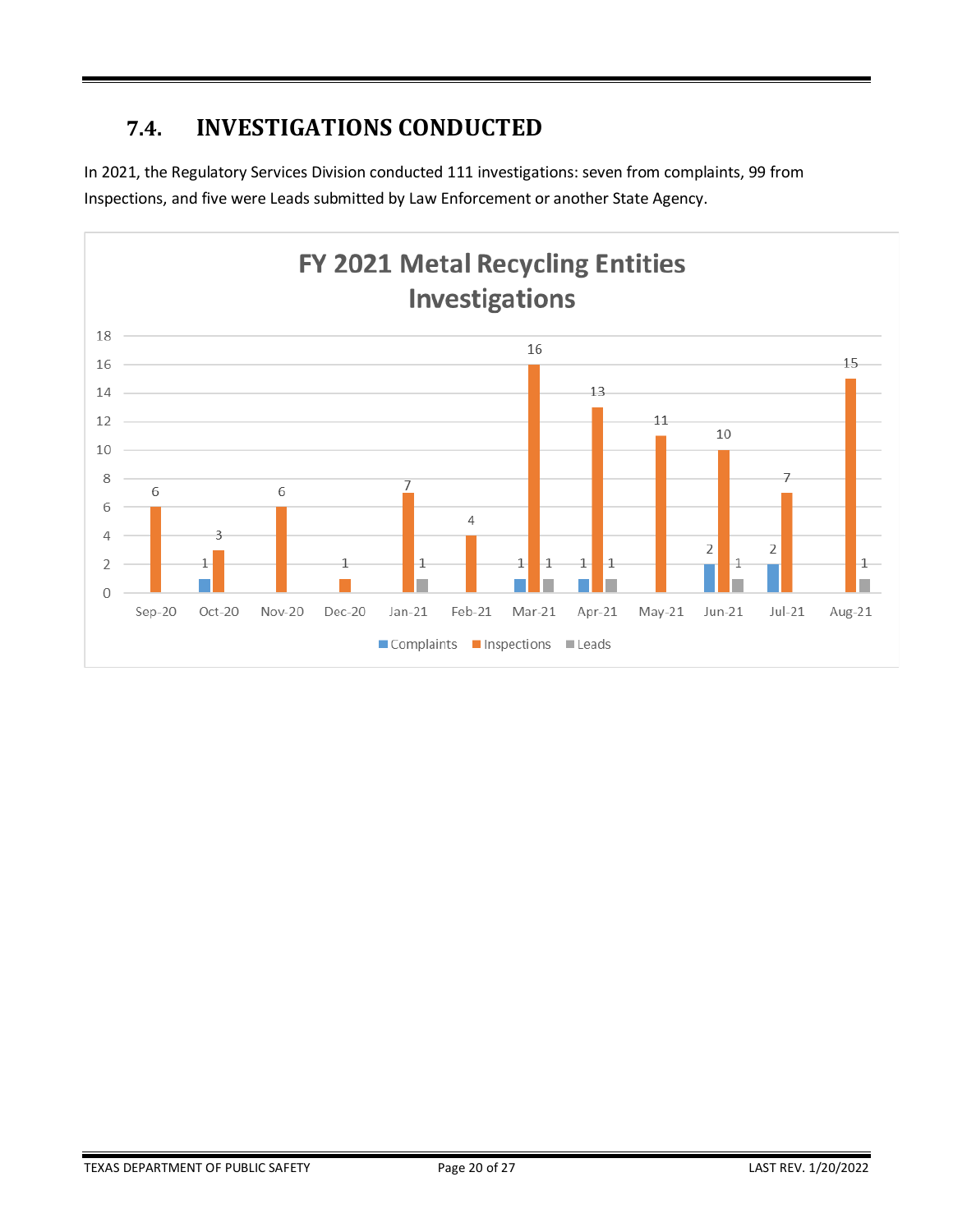## 7.4. INVESTIGATIONS CONDUCTED

In 2021, the Regulatory Services Division conducted 111 investigations: seven from complaints, 99 from Inspections, and five were Leads submitted by Law Enforcement or another State Agency.

**FY 2021 Metal Recycling Entities Investigations**

| Month | Complaints | Inspections | Leads |
|---|---|---|---|
| Sep-20 | | 6 | |
| Oct-20 | 1 | 3 | |
| Nov-20 | | 6 | |
| Dec-20 | | 1 | |
| Jan-21 | | 7 | 1 |
| Feb-21 | | 4 | |
| Mar-21 | 1 | 16 | 1 |
| Apr-21 | 1 | 13 | 1 |
| May-21 | | 11 | |
| Jun-21 | 2 | 10 | 1 |
| Jul-21 | 2 | 7 | |
| Aug-21 | | 15 | 1 |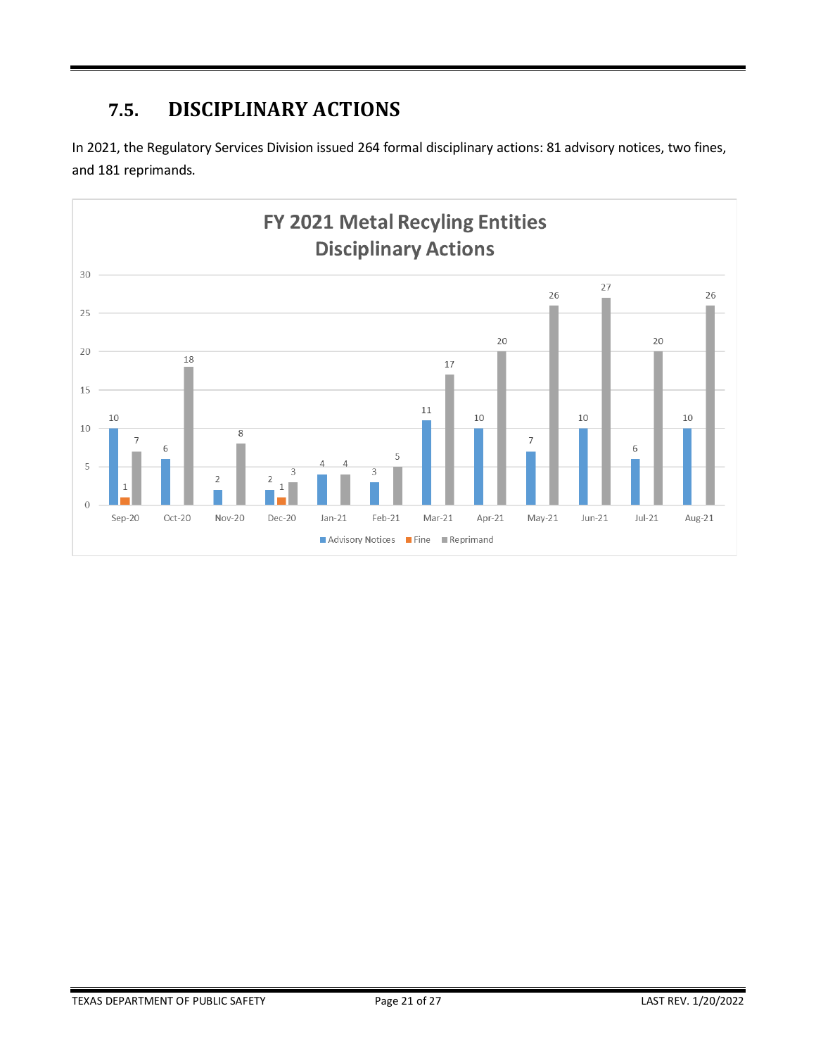## 7.5. DISCIPLINARY ACTIONS

In 2021, the Regulatory Services Division issued 264 formal disciplinary actions: 81 advisory notices, two fines, and 181 reprimands.

**FY 2021 Metal Recyling Entities Disciplinary Actions**

| Month | Advisory Notices | Fine | Reprimand |
|---|---|---|---|
| Sep-20 | 10 | 1 | 7 |
| Oct-20 | 6 | | 18 |
| Nov-20 | 2 | | 8 |
| Dec-20 | 2 | 1 | 3 |
| Jan-21 | 4 | | 4 |
| Feb-21 | 3 | | 5 |
| Mar-21 | 11 | | 17 |
| Apr-21 | 10 | | 20 |
| May-21 | 7 | | 26 |
| Jun-21 | 10 | | 27 |
| Jul-21 | 6 | | 20 |
| Aug-21 | 10 | | 26 |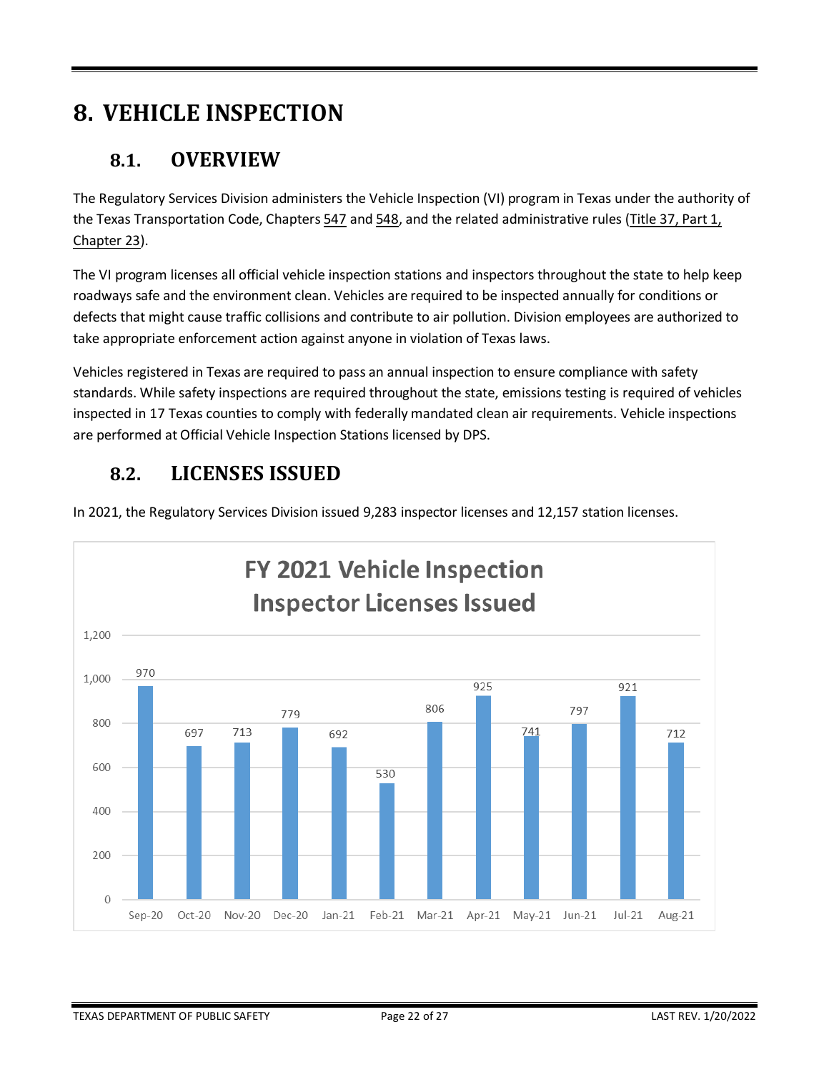# 8. VEHICLE INSPECTION

## 8.1. OVERVIEW

The Regulatory Services Division administers the Vehicle Inspection (VI) program in Texas under the authority of the Texas Transportation Code, Chapters 547 and 548, and the related administrative rules (Title 37, Part 1, Chapter 23).

The VI program licenses all official vehicle inspection stations and inspectors throughout the state to help keep roadways safe and the environment clean. Vehicles are required to be inspected annually for conditions or defects that might cause traffic collisions and contribute to air pollution. Division employees are authorized to take appropriate enforcement action against anyone in violation of Texas laws.

Vehicles registered in Texas are required to pass an annual inspection to ensure compliance with safety standards. While safety inspections are required throughout the state, emissions testing is required of vehicles inspected in 17 Texas counties to comply with federally mandated clean air requirements. Vehicle inspections are performed at Official Vehicle Inspection Stations licensed by DPS.

## 8.2. LICENSES ISSUED

In 2021, the Regulatory Services Division issued 9,283 inspector licenses and 12,157 station licenses.

**FY 2021 Vehicle Inspection Inspector Licenses Issued**

| Month | Licenses Issued |
|---|---|
| Sep-20 | 970 |
| Oct-20 | 697 |
| Nov-20 | 713 |
| Dec-20 | 779 |
| Jan-21 | 692 |
| Feb-21 | 530 |
| Mar-21 | 806 |
| Apr-21 | 925 |
| May-21 | 741 |
| Jun-21 | 797 |
| Jul-21 | 921 |
| Aug-21 | 712 |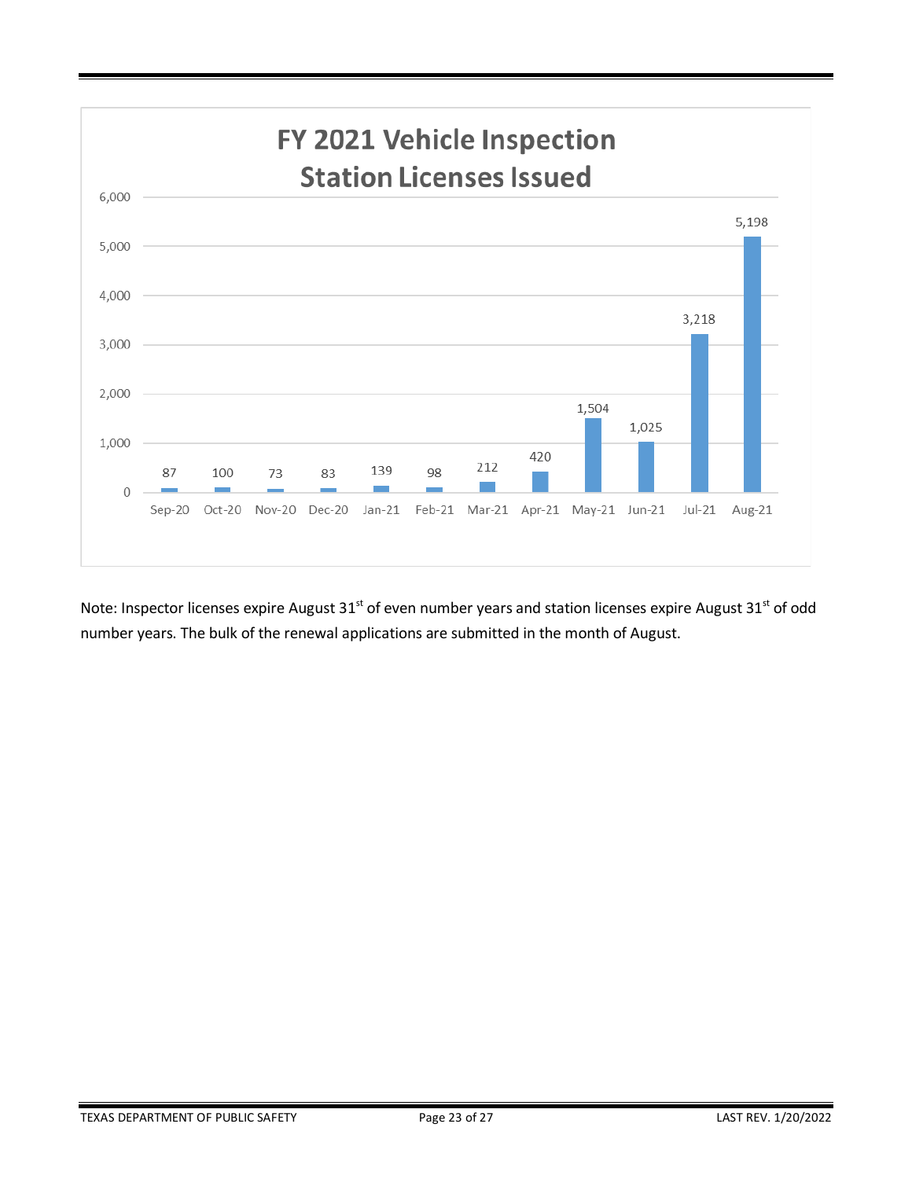## FY 2021 Vehicle Inspection Station Licenses Issued

| Month | Licenses Issued |
| --- | --- |
| Sep-20 | 87 |
| Oct-20 | 100 |
| Nov-20 | 73 |
| Dec-20 | 83 |
| Jan-21 | 139 |
| Feb-21 | 98 |
| Mar-21 | 212 |
| Apr-21 | 420 |
| May-21 | 1,504 |
| Jun-21 | 1,025 |
| Jul-21 | 3,218 |
| Aug-21 | 5,198 |

Note: Inspector licenses expire August 31st of even number years and station licenses expire August 31st of odd number years. The bulk of the renewal applications are submitted in the month of August.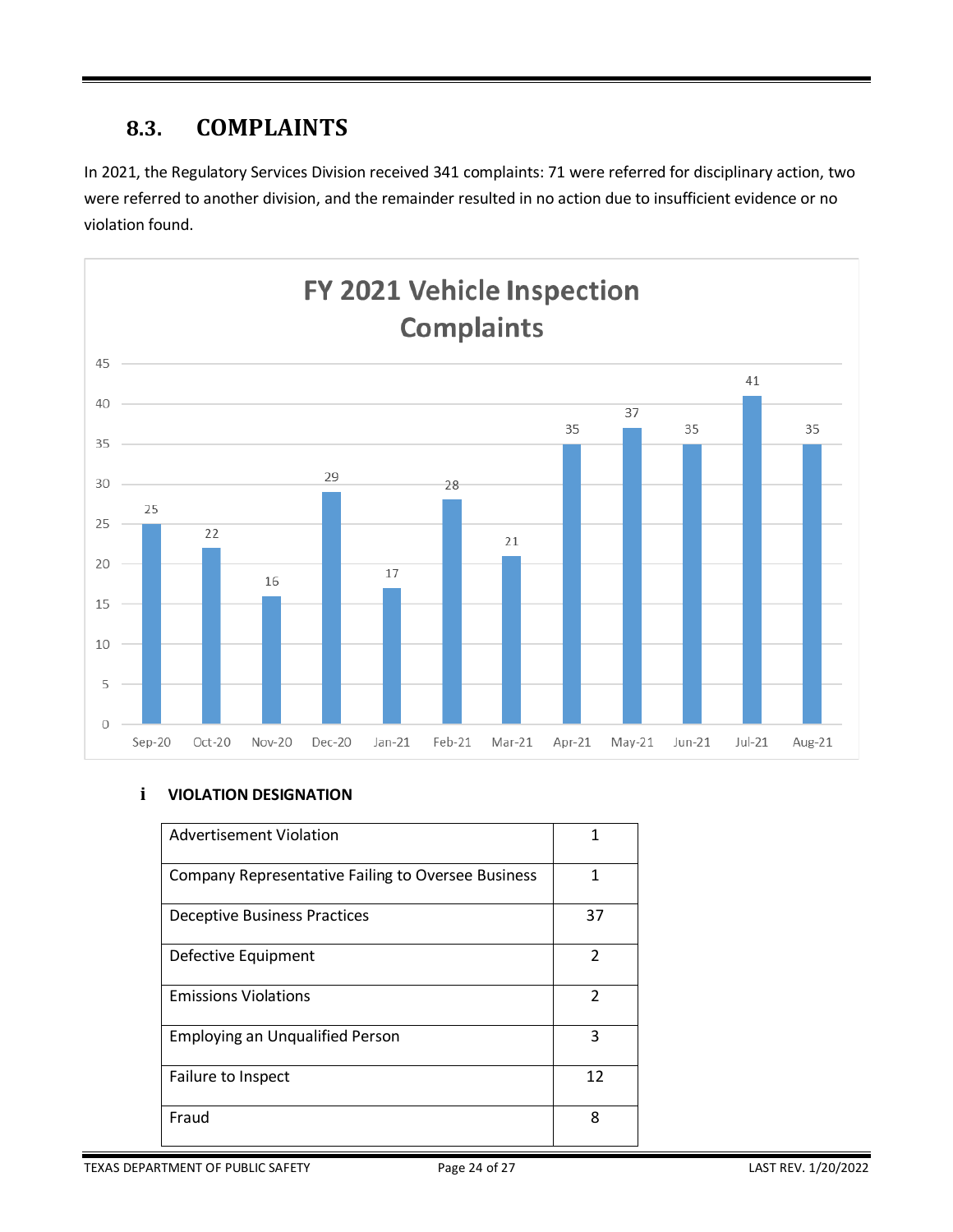## 8.3. COMPLAINTS

In 2021, the Regulatory Services Division received 341 complaints: 71 were referred for disciplinary action, two were referred to another division, and the remainder resulted in no action due to insufficient evidence or no violation found.

**FY 2021 Vehicle Inspection Complaints**

| Month | Complaints |
|---|---|
| Sep-20 | 25 |
| Oct-20 | 22 |
| Nov-20 | 16 |
| Dec-20 | 29 |
| Jan-21 | 17 |
| Feb-21 | 28 |
| Mar-21 | 21 |
| Apr-21 | 35 |
| May-21 | 37 |
| Jun-21 | 35 |
| Jul-21 | 41 |
| Aug-21 | 35 |

### i VIOLATION DESIGNATION

| Violation | Count |
|---|---|
| Advertisement Violation | 1 |
| Company Representative Failing to Oversee Business | 1 |
| Deceptive Business Practices | 37 |
| Defective Equipment | 2 |
| Emissions Violations | 2 |
| Employing an Unqualified Person | 3 |
| Failure to Inspect | 12 |
| Fraud | 8 |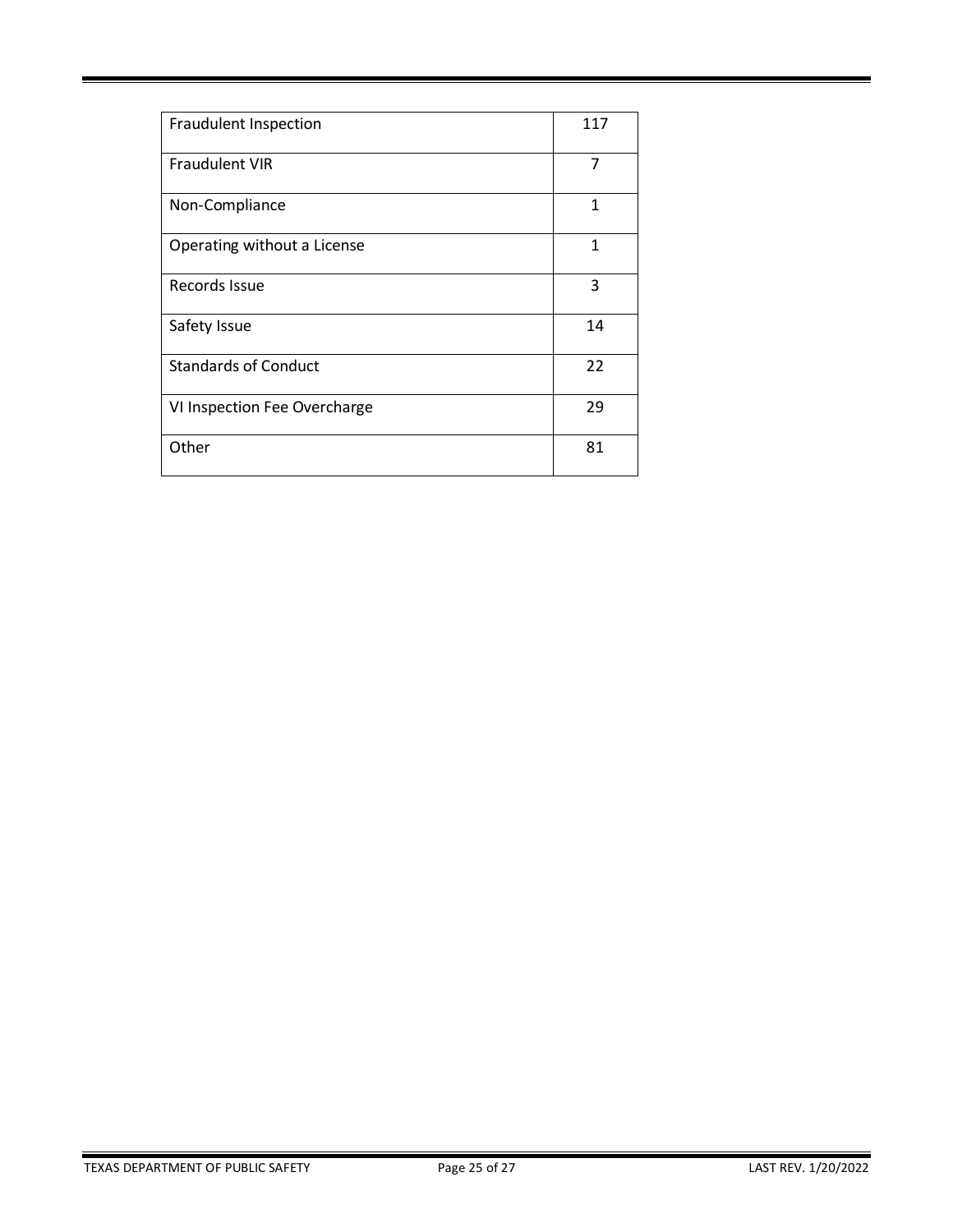| | |
|---|---|
| Fraudulent Inspection | 117 |
| Fraudulent VIR | 7 |
| Non-Compliance | 1 |
| Operating without a License | 1 |
| Records Issue | 3 |
| Safety Issue | 14 |
| Standards of Conduct | 22 |
| VI Inspection Fee Overcharge | 29 |
| Other | 81 |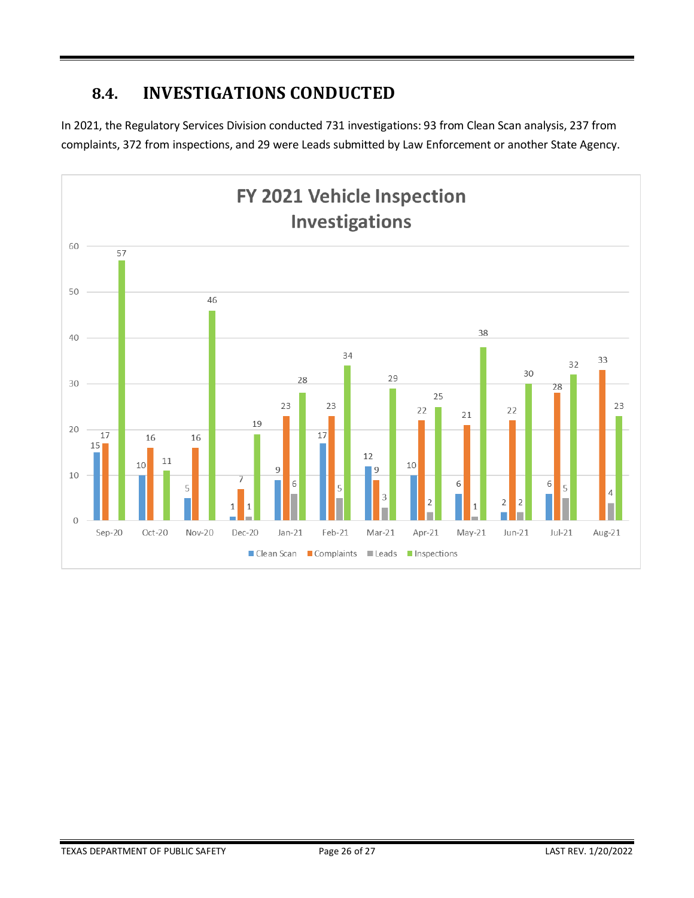## 8.4. INVESTIGATIONS CONDUCTED

In 2021, the Regulatory Services Division conducted 731 investigations: 93 from Clean Scan analysis, 237 from complaints, 372 from inspections, and 29 were Leads submitted by Law Enforcement or another State Agency.

**FY 2021 Vehicle Inspection Investigations**

| Month | Clean Scan | Complaints | Leads | Inspections |
|---|---|---|---|---|
| Sep-20 | 15 | 17 | | 57 |
| Oct-20 | 10 | 16 | | 11 |
| Nov-20 | 5 | 16 | | 46 |
| Dec-20 | 1 | 7 | 1 | 19 |
| Jan-21 | 9 | 23 | 6 | 28 |
| Feb-21 | 17 | 23 | 5 | 34 |
| Mar-21 | 12 | 9 | 3 | 29 |
| Apr-21 | 10 | 22 | 2 | 25 |
| May-21 | 6 | 21 | 1 | 38 |
| Jun-21 | 2 | 22 | 2 | 30 |
| Jul-21 | 6 | 28 | 5 | 32 |
| Aug-21 | | 33 | 4 | 23 |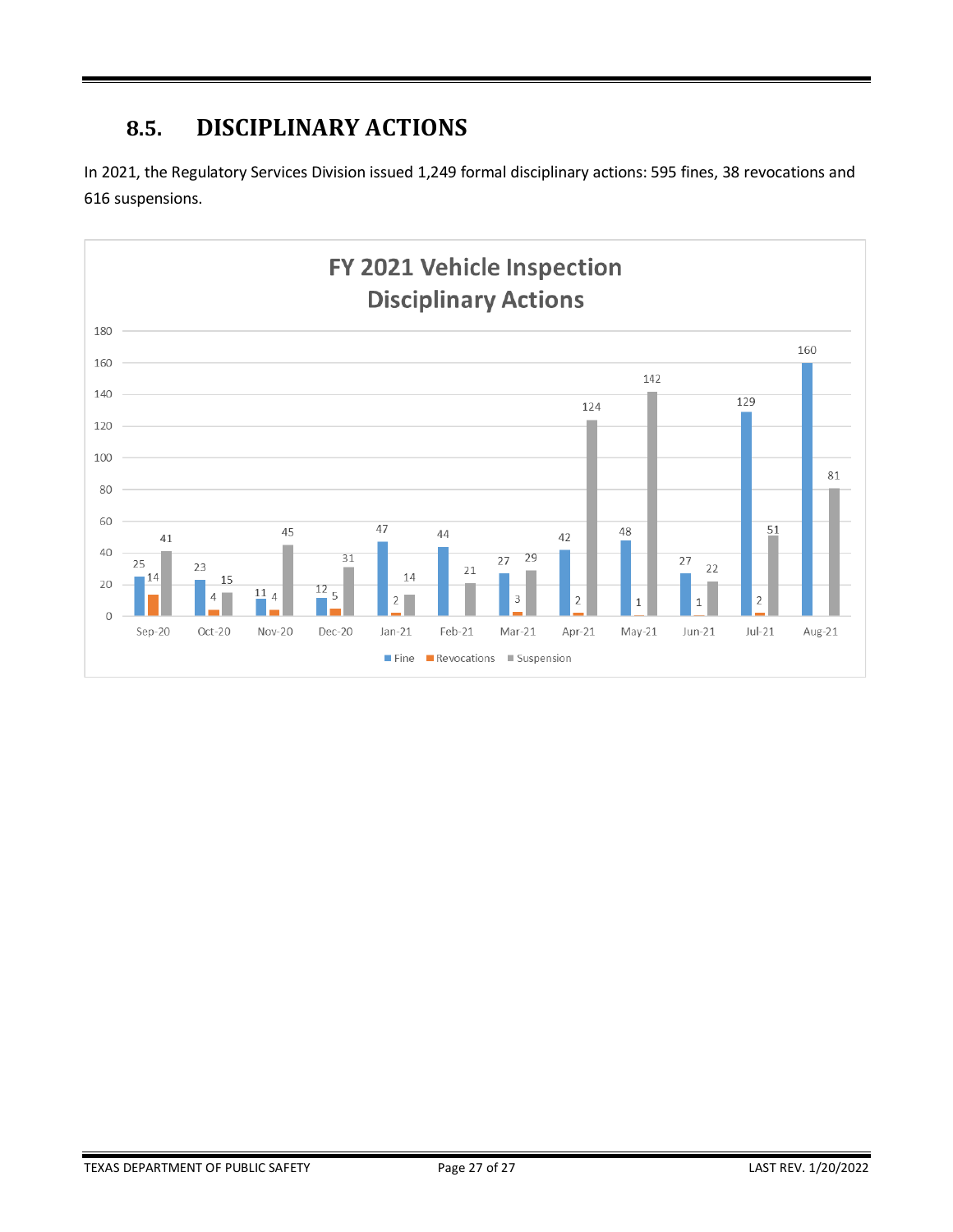## 8.5. DISCIPLINARY ACTIONS

In 2021, the Regulatory Services Division issued 1,249 formal disciplinary actions: 595 fines, 38 revocations and 616 suspensions.

FY 2021 Vehicle Inspection
Disciplinary Actions

180
160
140
120
100
80
60
40
20
0

Sep-20: 25, 14, 41
Oct-20: 23, 4, 15
Nov-20: 11, 4, 45
Dec-20: 12, 5, 31
Jan-21: 47, 2, 14
Feb-21: 44, 21
Mar-21: 27, 3, 29
Apr-21: 42, 2, 124
May-21: 48, 1, 142
Jun-21: 27, 1, 22
Jul-21: 129, 2, 51
Aug-21: 160, 81

Fine, Revocations, Suspension